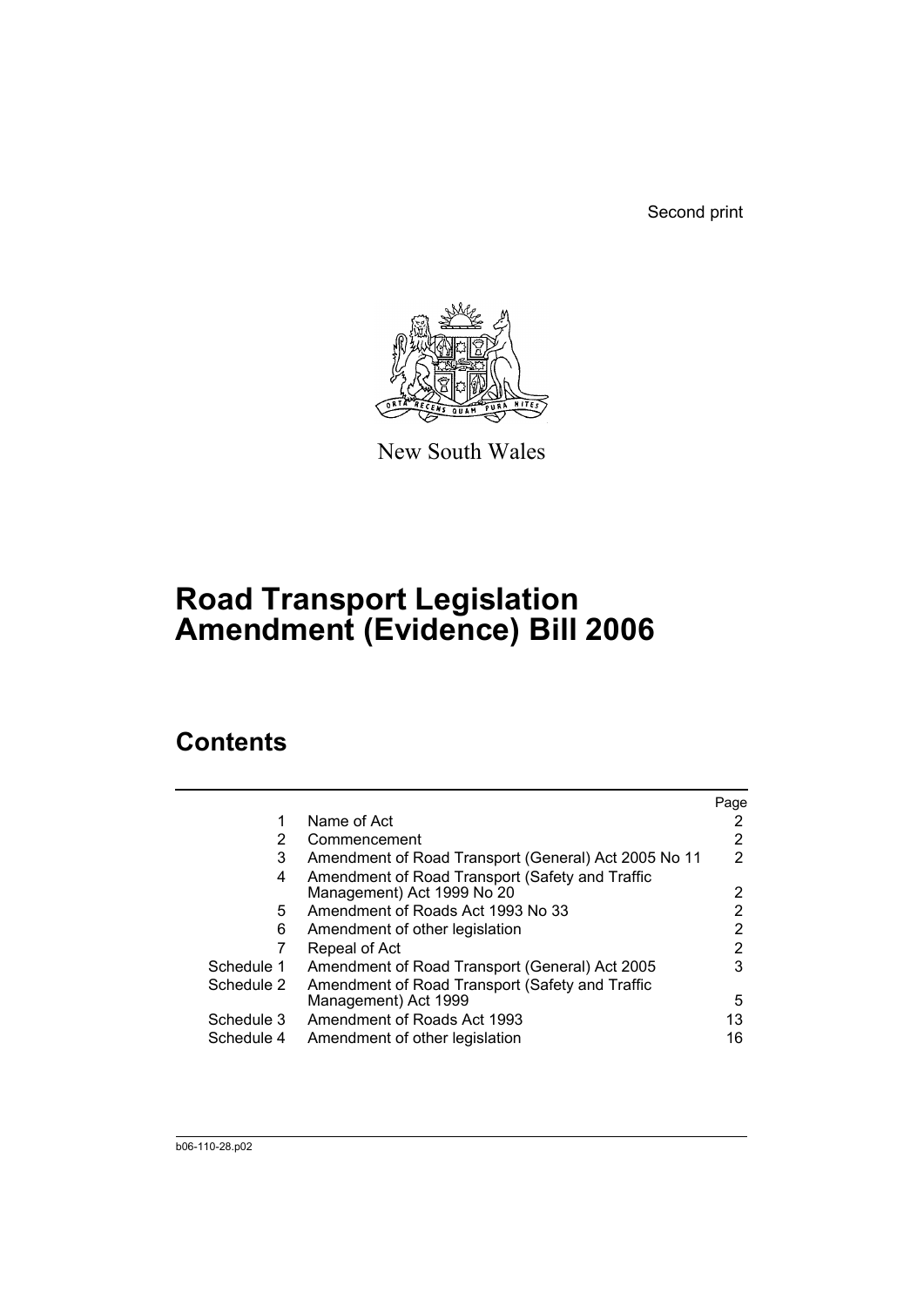Second print

New South Wales

# Road Transport Legislation Amendment (Evidence) Bill 2006

## Contents

| | | Page |
|---|---|---|
| 1 | Name of Act | 2 |
| 2 | Commencement | 2 |
| 3 | Amendment of Road Transport (General) Act 2005 No 11 | 2 |
| 4 | Amendment of Road Transport (Safety and Traffic Management) Act 1999 No 20 | 2 |
| 5 | Amendment of Roads Act 1993 No 33 | 2 |
| 6 | Amendment of other legislation | 2 |
| 7 | Repeal of Act | 2 |
| Schedule 1 | Amendment of Road Transport (General) Act 2005 | 3 |
| Schedule 2 | Amendment of Road Transport (Safety and Traffic Management) Act 1999 | 5 |
| Schedule 3 | Amendment of Roads Act 1993 | 13 |
| Schedule 4 | Amendment of other legislation | 16 |

b06-110-28.p02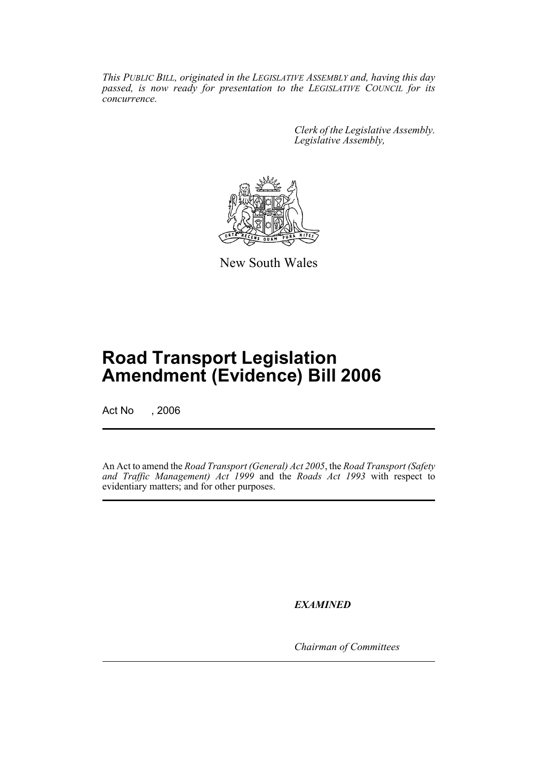*This PUBLIC BILL, originated in the LEGISLATIVE ASSEMBLY and, having this day passed, is now ready for presentation to the LEGISLATIVE COUNCIL for its concurrence.*

*Clerk of the Legislative Assembly.*
*Legislative Assembly,*

New South Wales

# Road Transport Legislation Amendment (Evidence) Bill 2006

Act No , 2006

An Act to amend the *Road Transport (General) Act 2005*, the *Road Transport (Safety and Traffic Management) Act 1999* and the *Roads Act 1993* with respect to evidentiary matters; and for other purposes.

***EXAMINED***

*Chairman of Committees*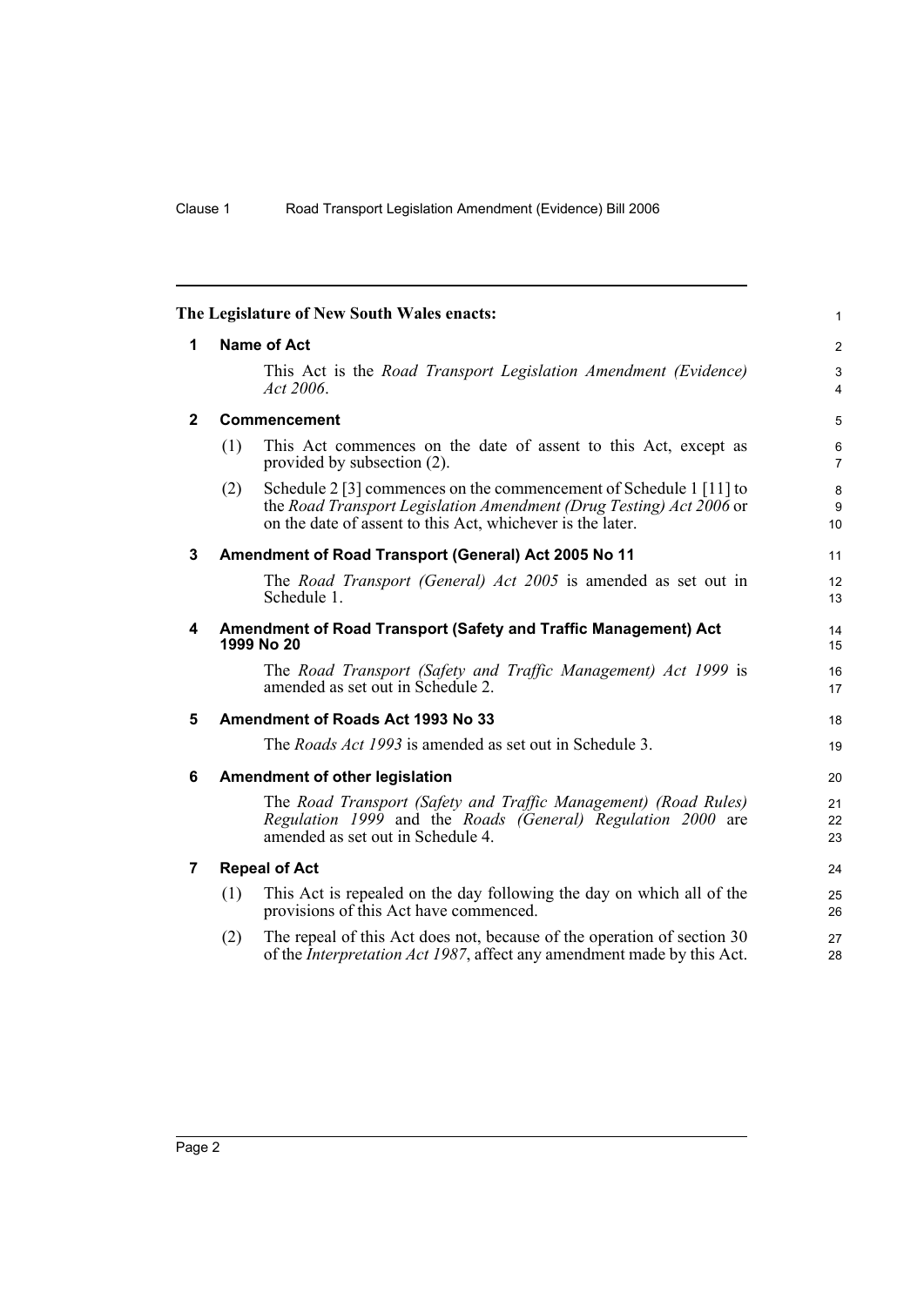**The Legislature of New South Wales enacts:**

## 1 Name of Act

This Act is the *Road Transport Legislation Amendment (Evidence) Act 2006*.

## 2 Commencement

(1) This Act commences on the date of assent to this Act, except as provided by subsection (2).

(2) Schedule 2 [3] commences on the commencement of Schedule 1 [11] to the *Road Transport Legislation Amendment (Drug Testing) Act 2006* or on the date of assent to this Act, whichever is the later.

## 3 Amendment of Road Transport (General) Act 2005 No 11

The *Road Transport (General) Act 2005* is amended as set out in Schedule 1.

## 4 Amendment of Road Transport (Safety and Traffic Management) Act 1999 No 20

The *Road Transport (Safety and Traffic Management) Act 1999* is amended as set out in Schedule 2.

## 5 Amendment of Roads Act 1993 No 33

The *Roads Act 1993* is amended as set out in Schedule 3.

## 6 Amendment of other legislation

The *Road Transport (Safety and Traffic Management) (Road Rules) Regulation 1999* and the *Roads (General) Regulation 2000* are amended as set out in Schedule 4.

## 7 Repeal of Act

(1) This Act is repealed on the day following the day on which all of the provisions of this Act have commenced.

(2) The repeal of this Act does not, because of the operation of section 30 of the *Interpretation Act 1987*, affect any amendment made by this Act.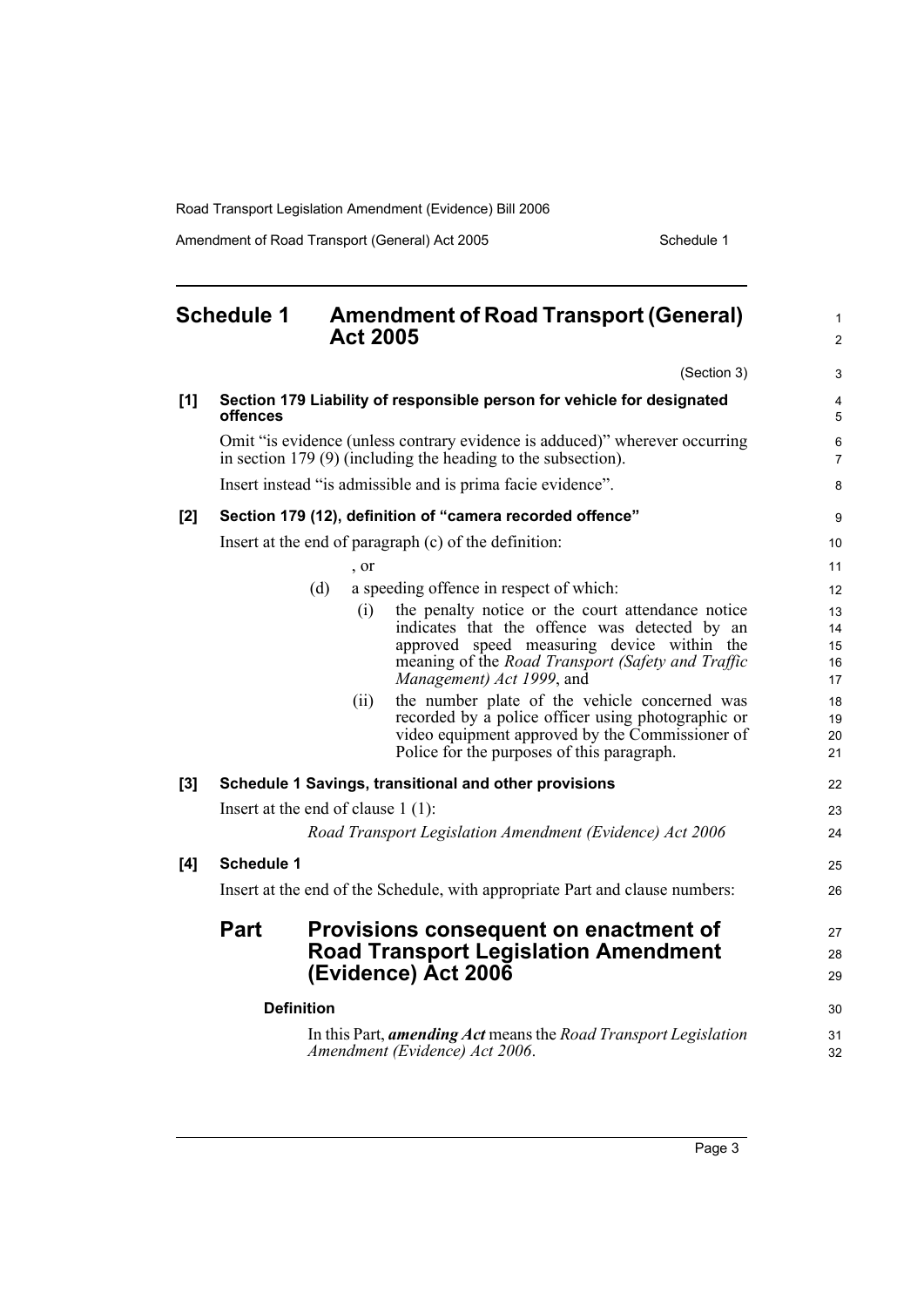# Schedule 1 Amendment of Road Transport (General) Act 2005

(Section 3)

**[1] Section 179 Liability of responsible person for vehicle for designated offences**

Omit "is evidence (unless contrary evidence is adduced)" wherever occurring in section 179 (9) (including the heading to the subsection).

Insert instead "is admissible and is prima facie evidence".

**[2] Section 179 (12), definition of "camera recorded offence"**

Insert at the end of paragraph (c) of the definition:

, or

(d) a speeding offence in respect of which:

(i) the penalty notice or the court attendance notice indicates that the offence was detected by an approved speed measuring device within the meaning of the *Road Transport (Safety and Traffic Management) Act 1999*, and

(ii) the number plate of the vehicle concerned was recorded by a police officer using photographic or video equipment approved by the Commissioner of Police for the purposes of this paragraph.

**[3] Schedule 1 Savings, transitional and other provisions**

Insert at the end of clause 1 (1):

*Road Transport Legislation Amendment (Evidence) Act 2006*

**[4] Schedule 1**

Insert at the end of the Schedule, with appropriate Part and clause numbers:

## Part Provisions consequent on enactment of Road Transport Legislation Amendment (Evidence) Act 2006

**Definition**

In this Part, ***amending Act*** means the *Road Transport Legislation Amendment (Evidence) Act 2006*.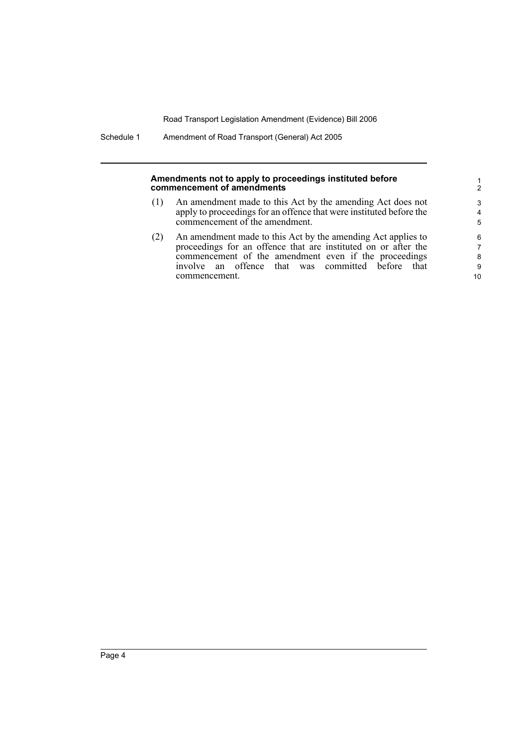**Amendments not to apply to proceedings instituted before commencement of amendments**

(1) An amendment made to this Act by the amending Act does not apply to proceedings for an offence that were instituted before the commencement of the amendment.

(2) An amendment made to this Act by the amending Act applies to proceedings for an offence that are instituted on or after the commencement of the amendment even if the proceedings involve an offence that was committed before that commencement.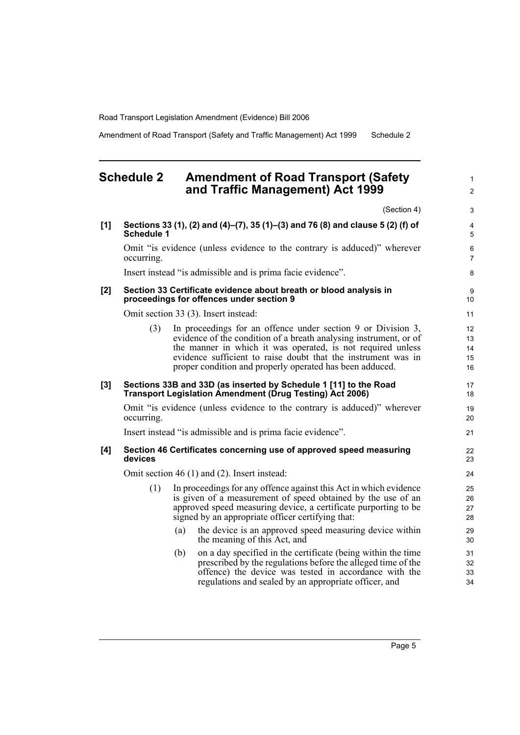## Schedule 2 Amendment of Road Transport (Safety and Traffic Management) Act 1999

(Section 4)

**[1] Sections 33 (1), (2) and (4)–(7), 35 (1)–(3) and 76 (8) and clause 5 (2) (f) of Schedule 1**

Omit "is evidence (unless evidence to the contrary is adduced)" wherever occurring.

Insert instead "is admissible and is prima facie evidence".

**[2] Section 33 Certificate evidence about breath or blood analysis in proceedings for offences under section 9**

Omit section 33 (3). Insert instead:

(3) In proceedings for an offence under section 9 or Division 3, evidence of the condition of a breath analysing instrument, or of the manner in which it was operated, is not required unless evidence sufficient to raise doubt that the instrument was in proper condition and properly operated has been adduced.

**[3] Sections 33B and 33D (as inserted by Schedule 1 [11] to the Road Transport Legislation Amendment (Drug Testing) Act 2006)**

Omit "is evidence (unless evidence to the contrary is adduced)" wherever occurring.

Insert instead "is admissible and is prima facie evidence".

**[4] Section 46 Certificates concerning use of approved speed measuring devices**

Omit section 46 (1) and (2). Insert instead:

(1) In proceedings for any offence against this Act in which evidence is given of a measurement of speed obtained by the use of an approved speed measuring device, a certificate purporting to be signed by an appropriate officer certifying that:

(a) the device is an approved speed measuring device within the meaning of this Act, and

(b) on a day specified in the certificate (being within the time prescribed by the regulations before the alleged time of the offence) the device was tested in accordance with the regulations and sealed by an appropriate officer, and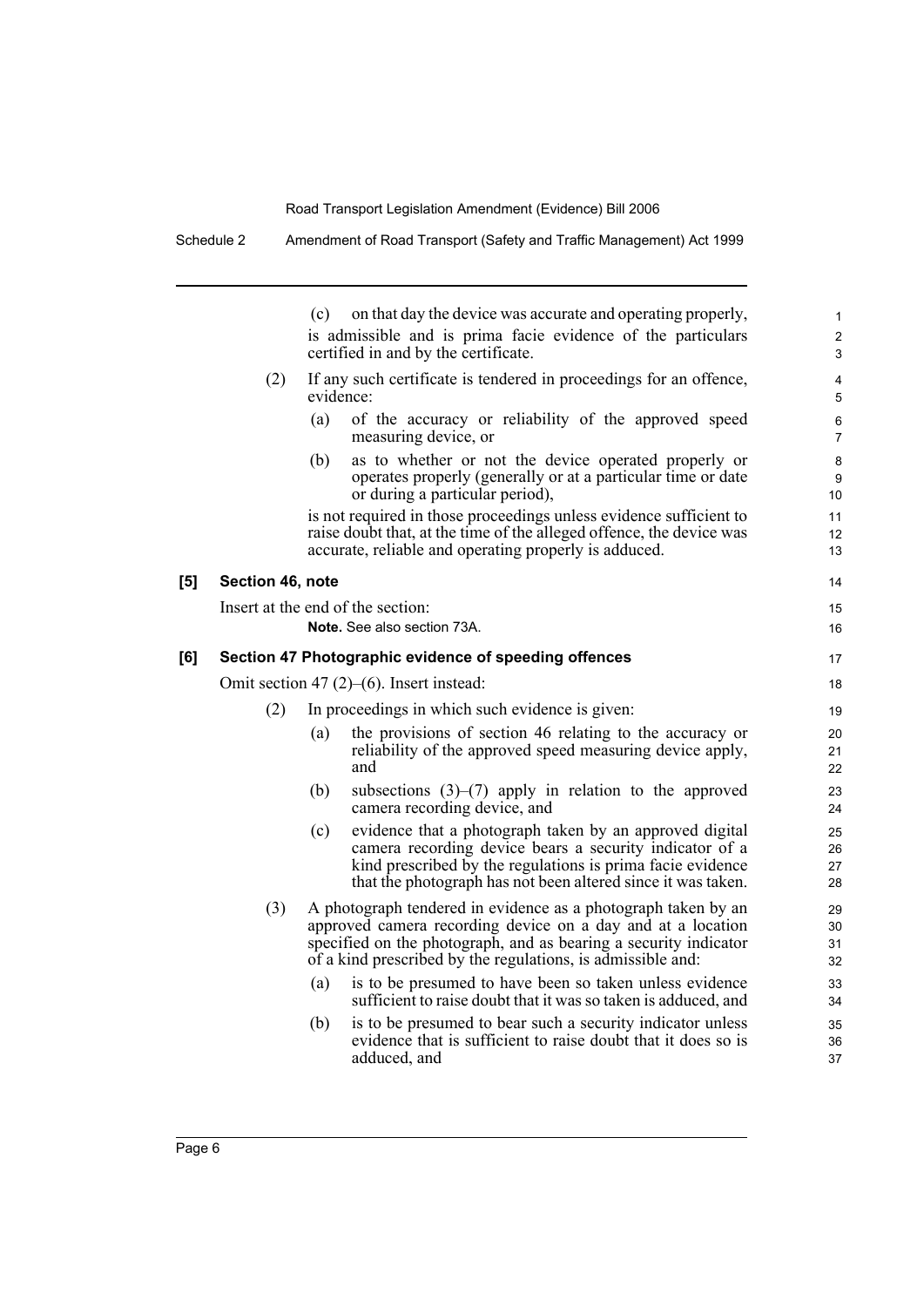(c) on that day the device was accurate and operating properly,

is admissible and is prima facie evidence of the particulars certified in and by the certificate.

(2) If any such certificate is tendered in proceedings for an offence, evidence:

(a) of the accuracy or reliability of the approved speed measuring device, or

(b) as to whether or not the device operated properly or operates properly (generally or at a particular time or date or during a particular period),

is not required in those proceedings unless evidence sufficient to raise doubt that, at the time of the alleged offence, the device was accurate, reliable and operating properly is adduced.

**[5] Section 46, note**

Insert at the end of the section:

**Note.** See also section 73A.

**[6] Section 47 Photographic evidence of speeding offences**

Omit section 47 (2)–(6). Insert instead:

(2) In proceedings in which such evidence is given:

(a) the provisions of section 46 relating to the accuracy or reliability of the approved speed measuring device apply, and

(b) subsections (3)–(7) apply in relation to the approved camera recording device, and

(c) evidence that a photograph taken by an approved digital camera recording device bears a security indicator of a kind prescribed by the regulations is prima facie evidence that the photograph has not been altered since it was taken.

(3) A photograph tendered in evidence as a photograph taken by an approved camera recording device on a day and at a location specified on the photograph, and as bearing a security indicator of a kind prescribed by the regulations, is admissible and:

(a) is to be presumed to have been so taken unless evidence sufficient to raise doubt that it was so taken is adduced, and

(b) is to be presumed to bear such a security indicator unless evidence that is sufficient to raise doubt that it does so is adduced, and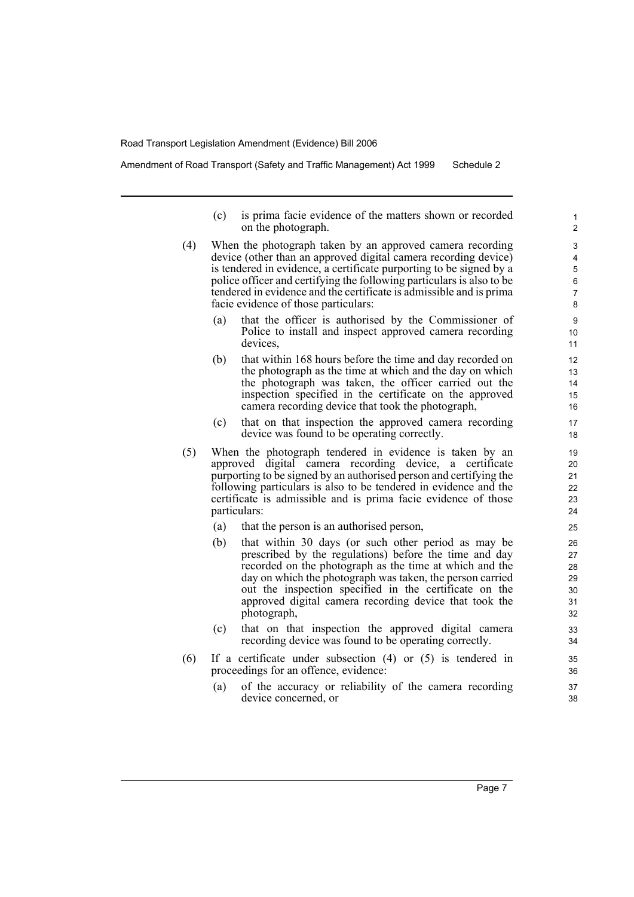(c) is prima facie evidence of the matters shown or recorded on the photograph.

(4) When the photograph taken by an approved camera recording device (other than an approved digital camera recording device) is tendered in evidence, a certificate purporting to be signed by a police officer and certifying the following particulars is also to be tendered in evidence and the certificate is admissible and is prima facie evidence of those particulars:

(a) that the officer is authorised by the Commissioner of Police to install and inspect approved camera recording devices,

(b) that within 168 hours before the time and day recorded on the photograph as the time at which and the day on which the photograph was taken, the officer carried out the inspection specified in the certificate on the approved camera recording device that took the photograph,

(c) that on that inspection the approved camera recording device was found to be operating correctly.

(5) When the photograph tendered in evidence is taken by an approved digital camera recording device, a certificate purporting to be signed by an authorised person and certifying the following particulars is also to be tendered in evidence and the certificate is admissible and is prima facie evidence of those particulars:

(a) that the person is an authorised person,

(b) that within 30 days (or such other period as may be prescribed by the regulations) before the time and day recorded on the photograph as the time at which and the day on which the photograph was taken, the person carried out the inspection specified in the certificate on the approved digital camera recording device that took the photograph,

(c) that on that inspection the approved digital camera recording device was found to be operating correctly.

(6) If a certificate under subsection (4) or (5) is tendered in proceedings for an offence, evidence:

(a) of the accuracy or reliability of the camera recording device concerned, or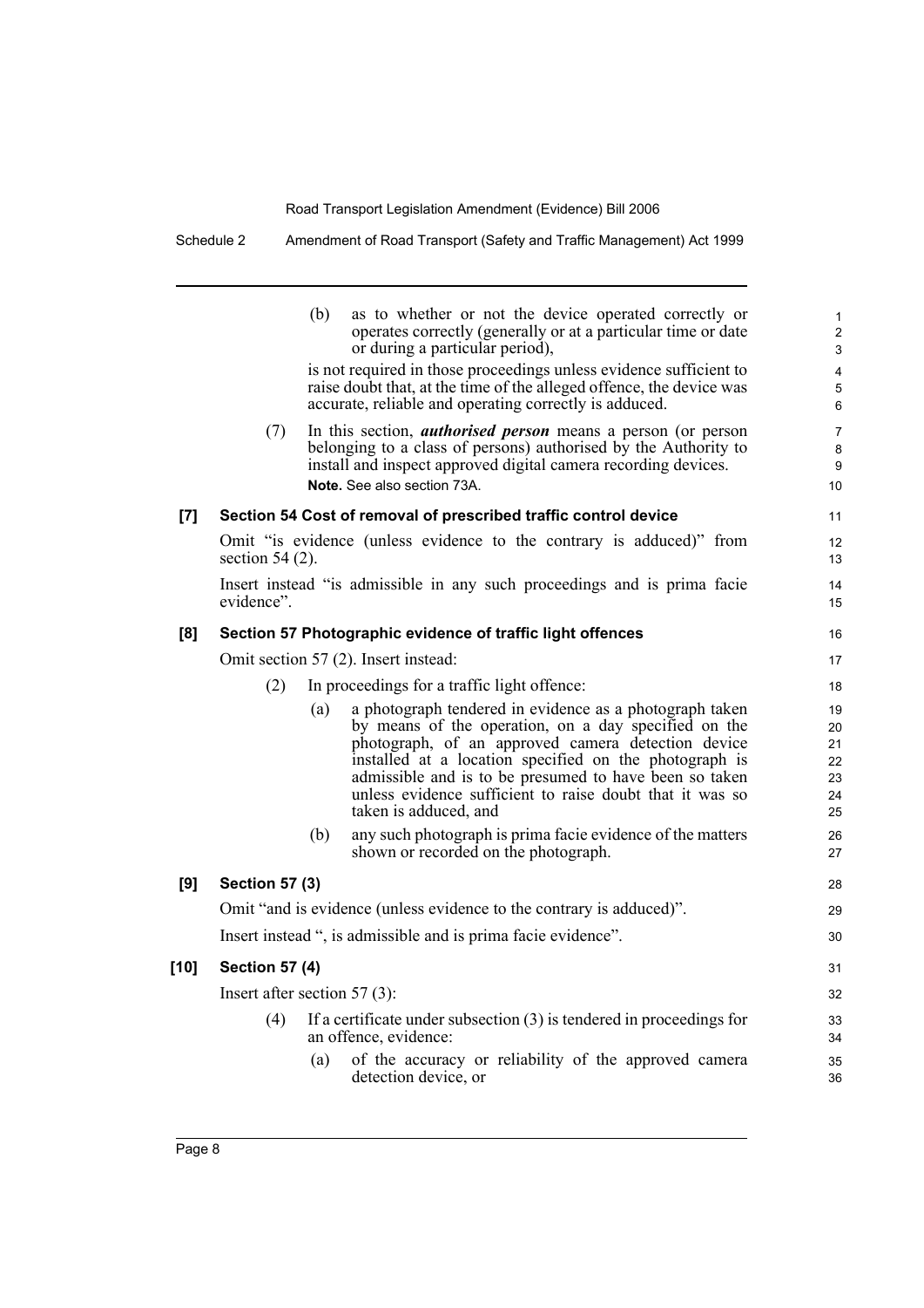(b) as to whether or not the device operated correctly or operates correctly (generally or at a particular time or date or during a particular period),

is not required in those proceedings unless evidence sufficient to raise doubt that, at the time of the alleged offence, the device was accurate, reliable and operating correctly is adduced.

(7) In this section, ***authorised person*** means a person (or person belonging to a class of persons) authorised by the Authority to install and inspect approved digital camera recording devices.

**Note.** See also section 73A.

**[7] Section 54 Cost of removal of prescribed traffic control device**

Omit "is evidence (unless evidence to the contrary is adduced)" from section 54 (2).

Insert instead "is admissible in any such proceedings and is prima facie evidence".

**[8] Section 57 Photographic evidence of traffic light offences**

Omit section 57 (2). Insert instead:

(2) In proceedings for a traffic light offence:

(a) a photograph tendered in evidence as a photograph taken by means of the operation, on a day specified on the photograph, of an approved camera detection device installed at a location specified on the photograph is admissible and is to be presumed to have been so taken unless evidence sufficient to raise doubt that it was so taken is adduced, and

(b) any such photograph is prima facie evidence of the matters shown or recorded on the photograph.

**[9] Section 57 (3)**

Omit "and is evidence (unless evidence to the contrary is adduced)".

Insert instead ", is admissible and is prima facie evidence".

**[10] Section 57 (4)**

Insert after section 57 (3):

(4) If a certificate under subsection (3) is tendered in proceedings for an offence, evidence:

(a) of the accuracy or reliability of the approved camera detection device, or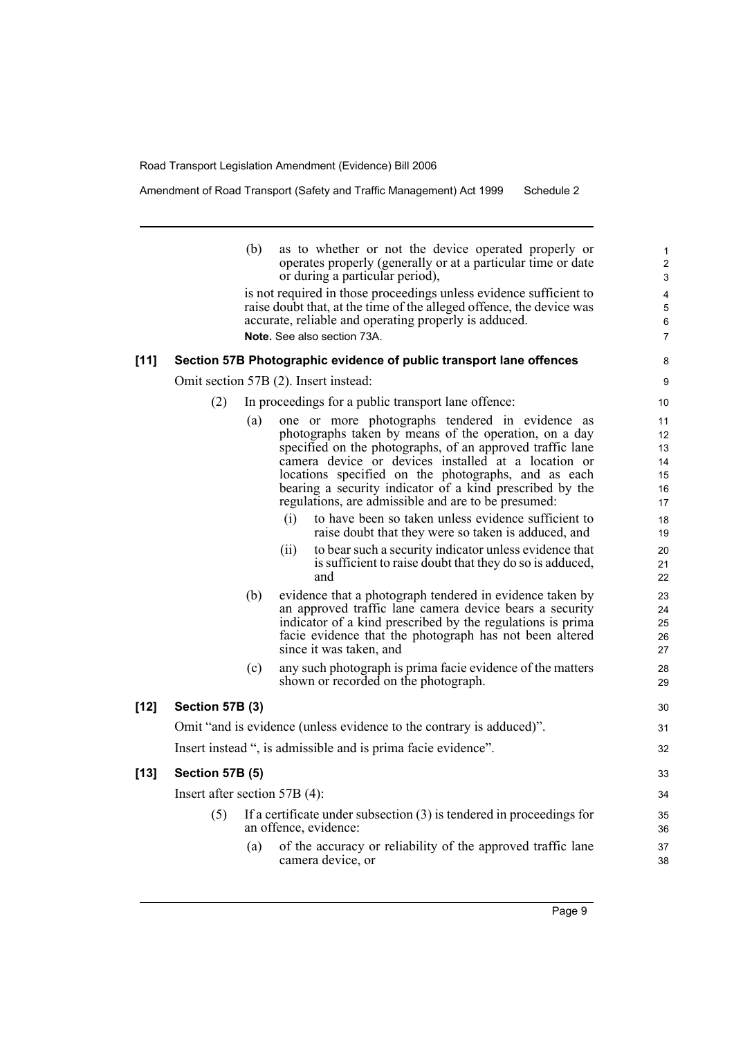(b) as to whether or not the device operated properly or operates properly (generally or at a particular time or date or during a particular period),

is not required in those proceedings unless evidence sufficient to raise doubt that, at the time of the alleged offence, the device was accurate, reliable and operating properly is adduced.

**Note.** See also section 73A.

**[11] Section 57B Photographic evidence of public transport lane offences**

Omit section 57B (2). Insert instead:

(2) In proceedings for a public transport lane offence:

(a) one or more photographs tendered in evidence as photographs taken by means of the operation, on a day specified on the photographs, of an approved traffic lane camera device or devices installed at a location or locations specified on the photographs, and as each bearing a security indicator of a kind prescribed by the regulations, are admissible and are to be presumed:

(i) to have been so taken unless evidence sufficient to raise doubt that they were so taken is adduced, and

(ii) to bear such a security indicator unless evidence that is sufficient to raise doubt that they do so is adduced, and

(b) evidence that a photograph tendered in evidence taken by an approved traffic lane camera device bears a security indicator of a kind prescribed by the regulations is prima facie evidence that the photograph has not been altered since it was taken, and

(c) any such photograph is prima facie evidence of the matters shown or recorded on the photograph.

**[12] Section 57B (3)**

Omit "and is evidence (unless evidence to the contrary is adduced)".

Insert instead ", is admissible and is prima facie evidence".

**[13] Section 57B (5)**

Insert after section 57B (4):

(5) If a certificate under subsection (3) is tendered in proceedings for an offence, evidence:

(a) of the accuracy or reliability of the approved traffic lane camera device, or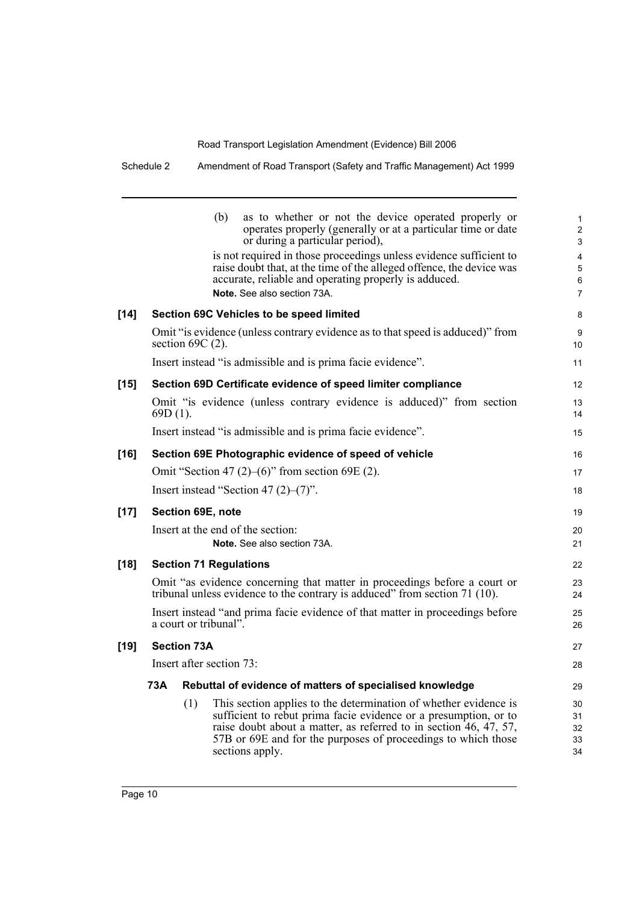(b) as to whether or not the device operated properly or operates properly (generally or at a particular time or date or during a particular period),

is not required in those proceedings unless evidence sufficient to raise doubt that, at the time of the alleged offence, the device was accurate, reliable and operating properly is adduced.

**Note.** See also section 73A.

**[14] Section 69C Vehicles to be speed limited**

Omit "is evidence (unless contrary evidence as to that speed is adduced)" from section 69C (2).

Insert instead "is admissible and is prima facie evidence".

**[15] Section 69D Certificate evidence of speed limiter compliance**

Omit "is evidence (unless contrary evidence is adduced)" from section 69D (1).

Insert instead "is admissible and is prima facie evidence".

**[16] Section 69E Photographic evidence of speed of vehicle**

Omit "Section 47 (2)–(6)" from section 69E (2).

Insert instead "Section 47 (2)–(7)".

**[17] Section 69E, note**

Insert at the end of the section:

**Note.** See also section 73A.

**[18] Section 71 Regulations**

Omit "as evidence concerning that matter in proceedings before a court or tribunal unless evidence to the contrary is adduced" from section 71 (10).

Insert instead "and prima facie evidence of that matter in proceedings before a court or tribunal".

**[19] Section 73A**

Insert after section 73:

**73A Rebuttal of evidence of matters of specialised knowledge**

(1) This section applies to the determination of whether evidence is sufficient to rebut prima facie evidence or a presumption, or to raise doubt about a matter, as referred to in section 46, 47, 57, 57B or 69E and for the purposes of proceedings to which those sections apply.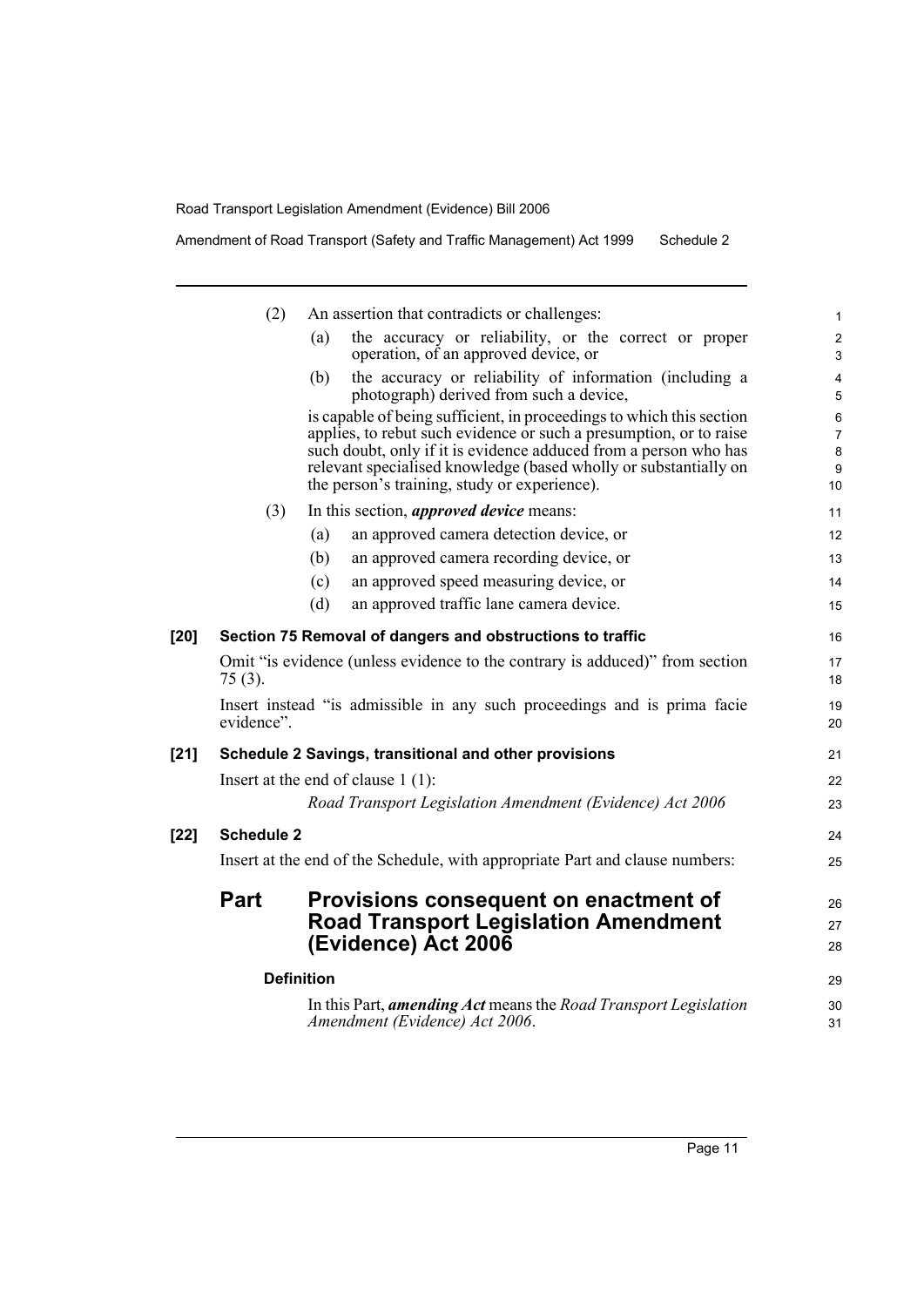(2) An assertion that contradicts or challenges:

(a) the accuracy or reliability, or the correct or proper operation, of an approved device, or

(b) the accuracy or reliability of information (including a photograph) derived from such a device,

is capable of being sufficient, in proceedings to which this section applies, to rebut such evidence or such a presumption, or to raise such doubt, only if it is evidence adduced from a person who has relevant specialised knowledge (based wholly or substantially on the person's training, study or experience).

(3) In this section, ***approved device*** means:

(a) an approved camera detection device, or

(b) an approved camera recording device, or

(c) an approved speed measuring device, or

(d) an approved traffic lane camera device.

**[20] Section 75 Removal of dangers and obstructions to traffic**

Omit "is evidence (unless evidence to the contrary is adduced)" from section 75 (3).

Insert instead "is admissible in any such proceedings and is prima facie evidence".

**[21] Schedule 2 Savings, transitional and other provisions**

Insert at the end of clause 1 (1):

*Road Transport Legislation Amendment (Evidence) Act 2006*

**[22] Schedule 2**

Insert at the end of the Schedule, with appropriate Part and clause numbers:

## Part Provisions consequent on enactment of Road Transport Legislation Amendment (Evidence) Act 2006

**Definition**

In this Part, ***amending Act*** means the *Road Transport Legislation Amendment (Evidence) Act 2006*.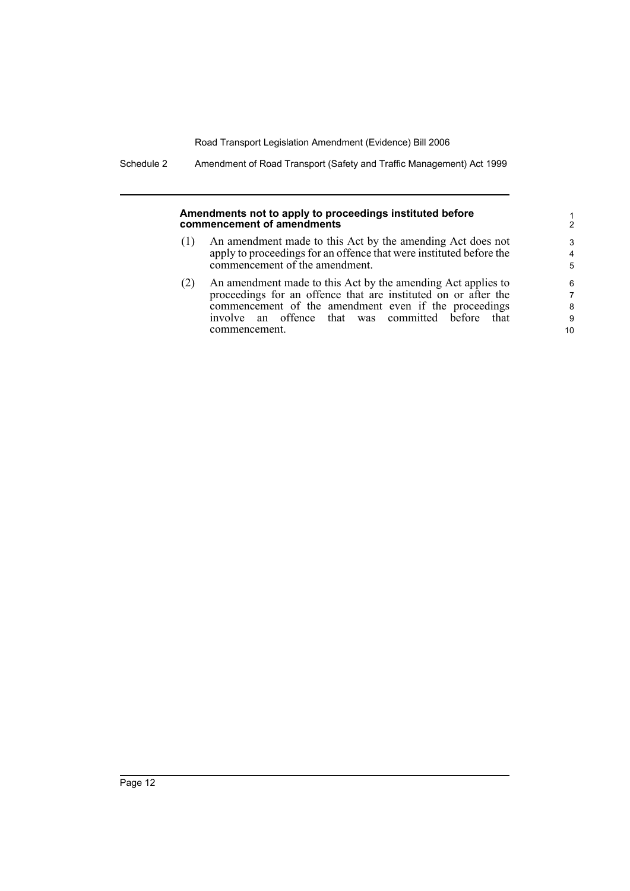**Amendments not to apply to proceedings instituted before commencement of amendments**

(1) An amendment made to this Act by the amending Act does not apply to proceedings for an offence that were instituted before the commencement of the amendment.

(2) An amendment made to this Act by the amending Act applies to proceedings for an offence that are instituted on or after the commencement of the amendment even if the proceedings involve an offence that was committed before that commencement.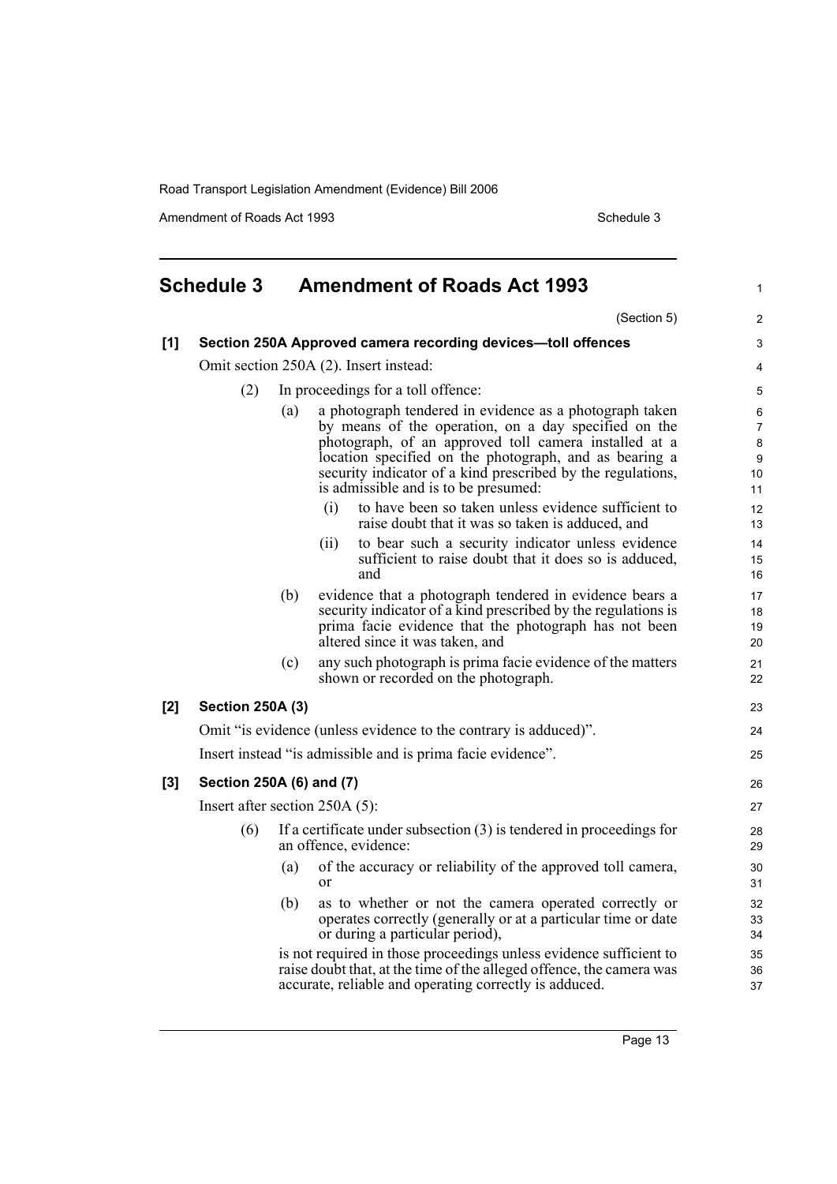## Schedule 3 Amendment of Roads Act 1993

(Section 5)

**[1] Section 250A Approved camera recording devices—toll offences**

Omit section 250A (2). Insert instead:

(2) In proceedings for a toll offence:

(a) a photograph tendered in evidence as a photograph taken by means of the operation, on a day specified on the photograph, of an approved toll camera installed at a location specified on the photograph, and as bearing a security indicator of a kind prescribed by the regulations, is admissible and is to be presumed:

(i) to have been so taken unless evidence sufficient to raise doubt that it was so taken is adduced, and

(ii) to bear such a security indicator unless evidence sufficient to raise doubt that it does so is adduced, and

(b) evidence that a photograph tendered in evidence bears a security indicator of a kind prescribed by the regulations is prima facie evidence that the photograph has not been altered since it was taken, and

(c) any such photograph is prima facie evidence of the matters shown or recorded on the photograph.

**[2] Section 250A (3)**

Omit "is evidence (unless evidence to the contrary is adduced)".

Insert instead "is admissible and is prima facie evidence".

**[3] Section 250A (6) and (7)**

Insert after section 250A (5):

(6) If a certificate under subsection (3) is tendered in proceedings for an offence, evidence:

(a) of the accuracy or reliability of the approved toll camera, or

(b) as to whether or not the camera operated correctly or operates correctly (generally or at a particular time or date or during a particular period),

is not required in those proceedings unless evidence sufficient to raise doubt that, at the time of the alleged offence, the camera was accurate, reliable and operating correctly is adduced.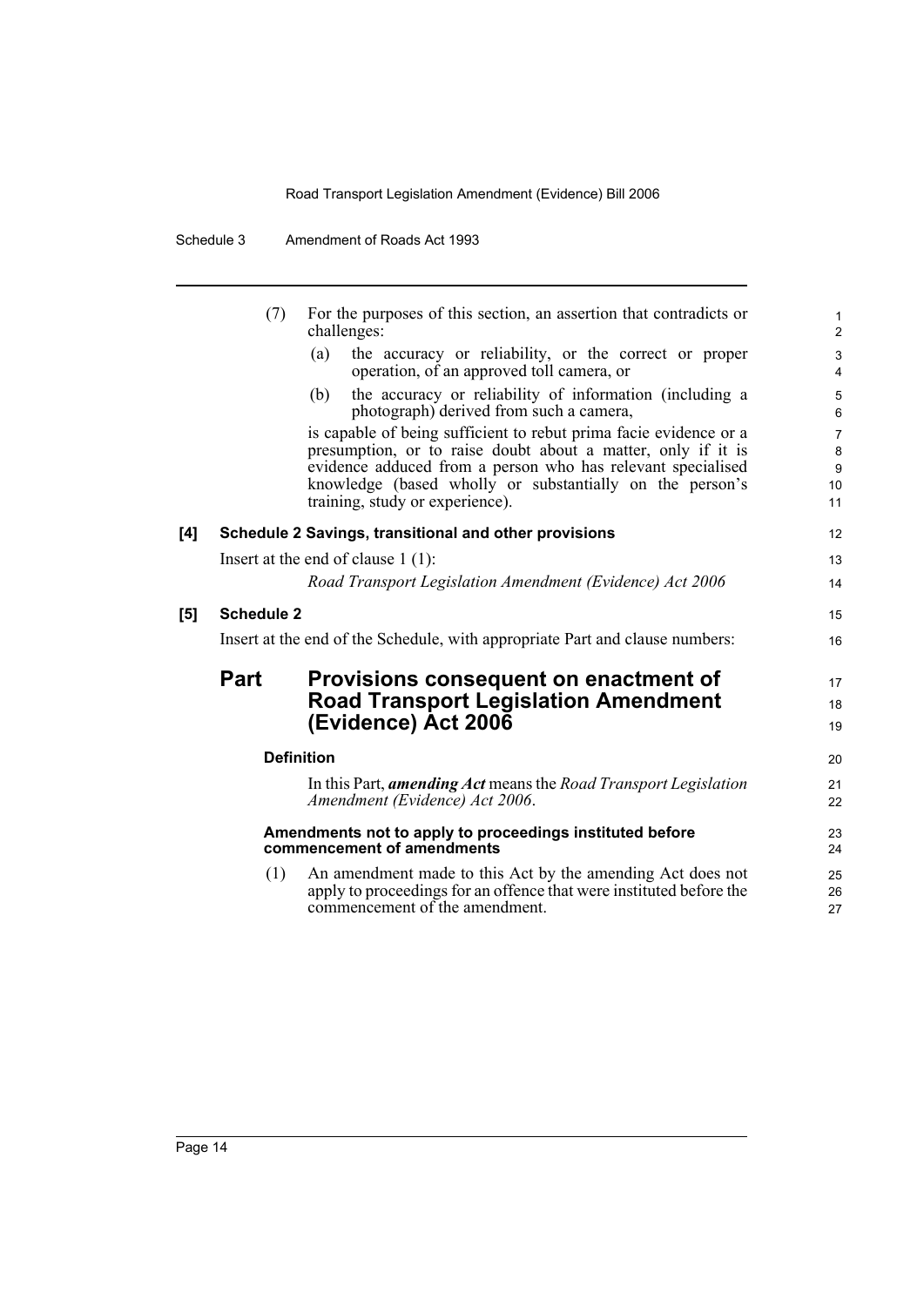(7) For the purposes of this section, an assertion that contradicts or challenges:

(a) the accuracy or reliability, or the correct or proper operation, of an approved toll camera, or

(b) the accuracy or reliability of information (including a photograph) derived from such a camera,

is capable of being sufficient to rebut prima facie evidence or a presumption, or to raise doubt about a matter, only if it is evidence adduced from a person who has relevant specialised knowledge (based wholly or substantially on the person's training, study or experience).

**[4] Schedule 2 Savings, transitional and other provisions**

Insert at the end of clause 1 (1):

*Road Transport Legislation Amendment (Evidence) Act 2006*

**[5] Schedule 2**

Insert at the end of the Schedule, with appropriate Part and clause numbers:

## Part Provisions consequent on enactment of Road Transport Legislation Amendment (Evidence) Act 2006

#### Definition

In this Part, ***amending Act*** means the *Road Transport Legislation Amendment (Evidence) Act 2006*.

#### Amendments not to apply to proceedings instituted before commencement of amendments

(1) An amendment made to this Act by the amending Act does not apply to proceedings for an offence that were instituted before the commencement of the amendment.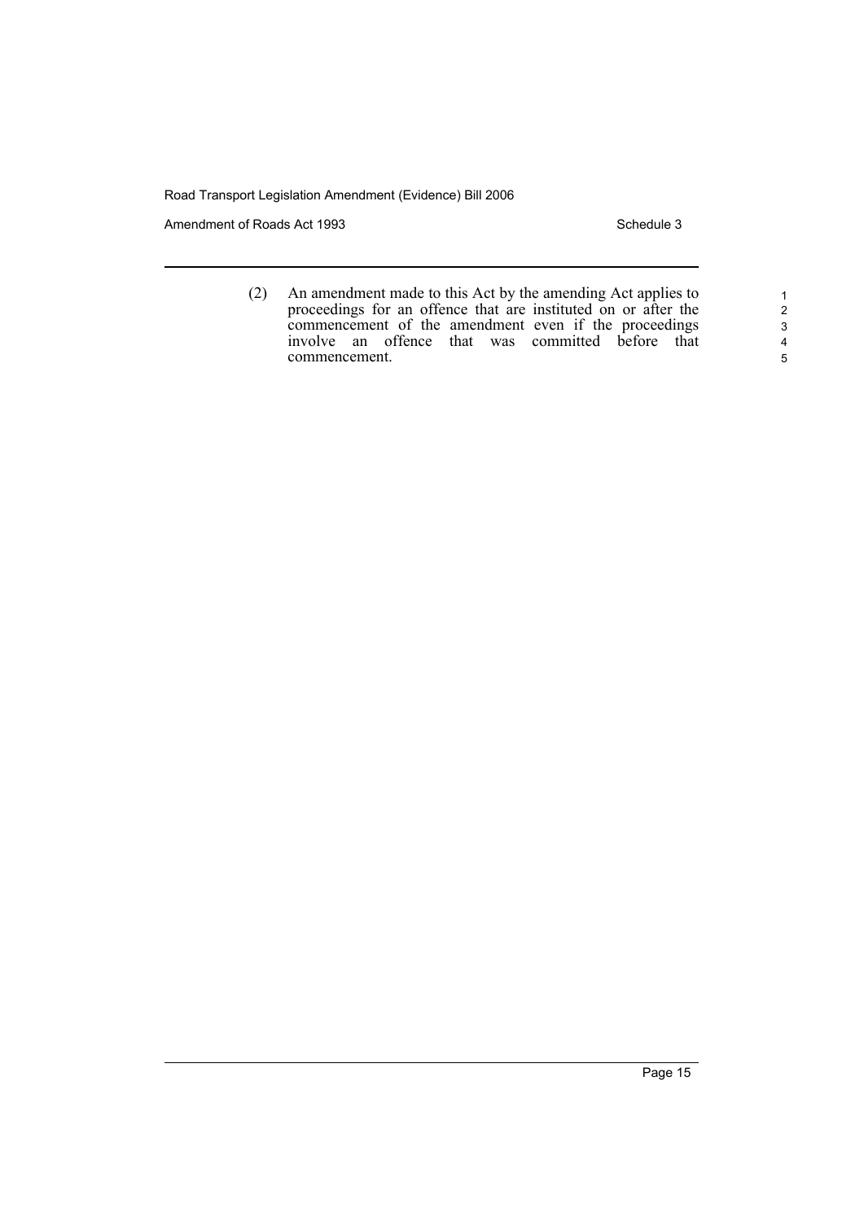(2) An amendment made to this Act by the amending Act applies to proceedings for an offence that are instituted on or after the commencement of the amendment even if the proceedings involve an offence that was committed before that commencement.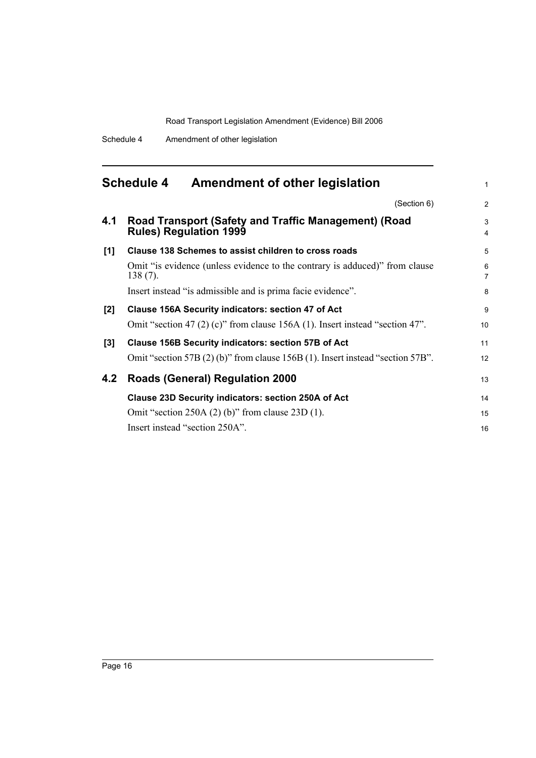## Schedule 4 Amendment of other legislation

(Section 6)

### 4.1 Road Transport (Safety and Traffic Management) (Road Rules) Regulation 1999

**[1] Clause 138 Schemes to assist children to cross roads**

Omit "is evidence (unless evidence to the contrary is adduced)" from clause 138 (7).

Insert instead "is admissible and is prima facie evidence".

**[2] Clause 156A Security indicators: section 47 of Act**

Omit "section 47 (2) (c)" from clause 156A (1). Insert instead "section 47".

**[3] Clause 156B Security indicators: section 57B of Act**

Omit "section 57B (2) (b)" from clause 156B (1). Insert instead "section 57B".

### 4.2 Roads (General) Regulation 2000

**Clause 23D Security indicators: section 250A of Act**

Omit "section 250A (2) (b)" from clause 23D (1).

Insert instead "section 250A".